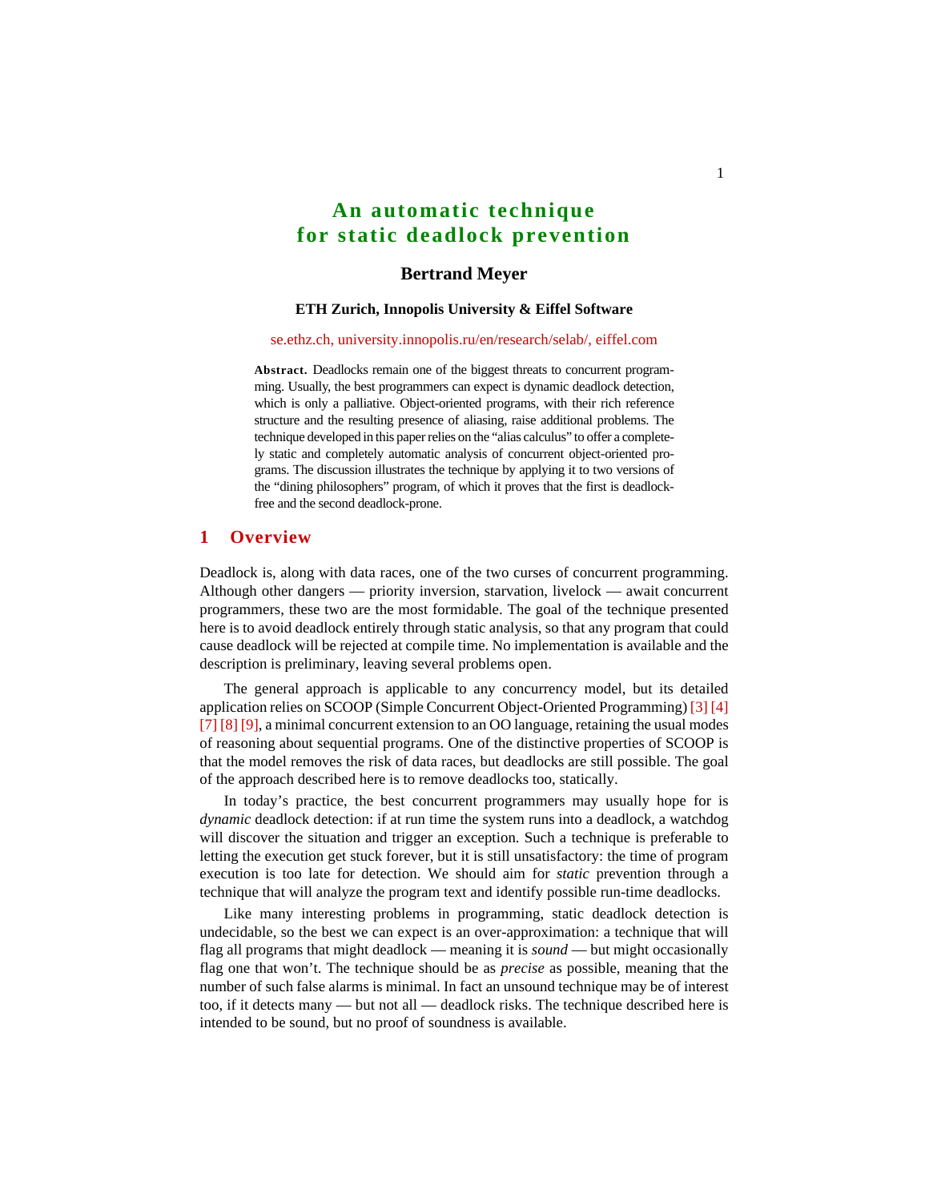# An automatic technique for static deadlock prevention

**Bertrand Meyer**

**ETH Zurich, Innopolis University & Eiffel Software**

se.ethz.ch, university.innopolis.ru/en/research/selab/, eiffel.com

**Abstract.** Deadlocks remain one of the biggest threats to concurrent programming. Usually, the best programmers can expect is dynamic deadlock detection, which is only a palliative. Object-oriented programs, with their rich reference structure and the resulting presence of aliasing, raise additional problems. The technique developed in this paper relies on the "alias calculus" to offer a completely static and completely automatic analysis of concurrent object-oriented programs. The discussion illustrates the technique by applying it to two versions of the "dining philosophers" program, of which it proves that the first is deadlock-free and the second deadlock-prone.

## 1 Overview

Deadlock is, along with data races, one of the two curses of concurrent programming. Although other dangers — priority inversion, starvation, livelock — await concurrent programmers, these two are the most formidable. The goal of the technique presented here is to avoid deadlock entirely through static analysis, so that any program that could cause deadlock will be rejected at compile time. No implementation is available and the description is preliminary, leaving several problems open.

The general approach is applicable to any concurrency model, but its detailed application relies on SCOOP (Simple Concurrent Object-Oriented Programming) [3] [4] [7] [8] [9], a minimal concurrent extension to an OO language, retaining the usual modes of reasoning about sequential programs. One of the distinctive properties of SCOOP is that the model removes the risk of data races, but deadlocks are still possible. The goal of the approach described here is to remove deadlocks too, statically.

In today's practice, the best concurrent programmers may usually hope for is *dynamic* deadlock detection: if at run time the system runs into a deadlock, a watchdog will discover the situation and trigger an exception. Such a technique is preferable to letting the execution get stuck forever, but it is still unsatisfactory: the time of program execution is too late for detection. We should aim for *static* prevention through a technique that will analyze the program text and identify possible run-time deadlocks.

Like many interesting problems in programming, static deadlock detection is undecidable, so the best we can expect is an over-approximation: a technique that will flag all programs that might deadlock — meaning it is *sound* — but might occasionally flag one that won't. The technique should be as *precise* as possible, meaning that the number of such false alarms is minimal. In fact an unsound technique may be of interest too, if it detects many — but not all — deadlock risks. The technique described here is intended to be sound, but no proof of soundness is available.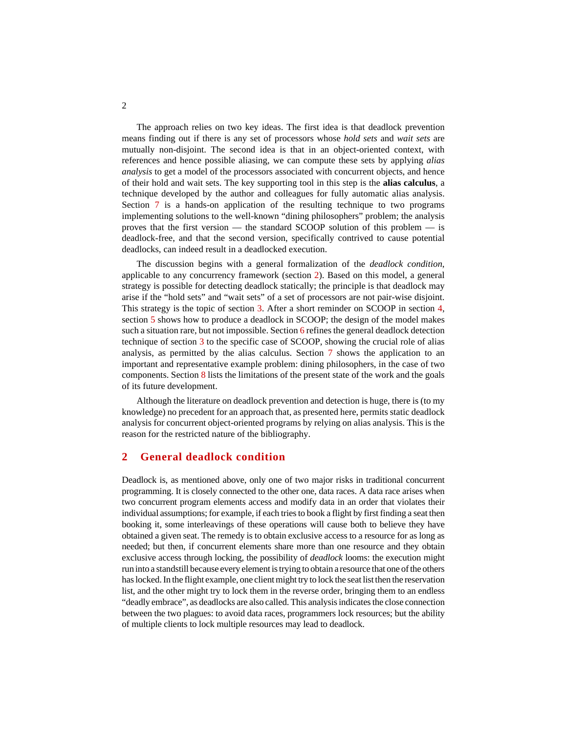The approach relies on two key ideas. The first idea is that deadlock prevention means finding out if there is any set of processors whose *hold sets* and *wait sets* are mutually non-disjoint. The second idea is that in an object-oriented context, with references and hence possible aliasing, we can compute these sets by applying *alias analysis* to get a model of the processors associated with concurrent objects, and hence of their hold and wait sets. The key supporting tool in this step is the **alias calculus**, a technique developed by the author and colleagues for fully automatic alias analysis. Section 7 is a hands-on application of the resulting technique to two programs implementing solutions to the well-known "dining philosophers" problem; the analysis proves that the first version — the standard SCOOP solution of this problem — is deadlock-free, and that the second version, specifically contrived to cause potential deadlocks, can indeed result in a deadlocked execution.

The discussion begins with a general formalization of the *deadlock condition*, applicable to any concurrency framework (section 2). Based on this model, a general strategy is possible for detecting deadlock statically; the principle is that deadlock may arise if the "hold sets" and "wait sets" of a set of processors are not pair-wise disjoint. This strategy is the topic of section 3. After a short reminder on SCOOP in section 4, section 5 shows how to produce a deadlock in SCOOP; the design of the model makes such a situation rare, but not impossible. Section 6 refines the general deadlock detection technique of section 3 to the specific case of SCOOP, showing the crucial role of alias analysis, as permitted by the alias calculus. Section 7 shows the application to an important and representative example problem: dining philosophers, in the case of two components. Section 8 lists the limitations of the present state of the work and the goals of its future development.

Although the literature on deadlock prevention and detection is huge, there is (to my knowledge) no precedent for an approach that, as presented here, permits static deadlock analysis for concurrent object-oriented programs by relying on alias analysis. This is the reason for the restricted nature of the bibliography.

## 2 General deadlock condition

Deadlock is, as mentioned above, only one of two major risks in traditional concurrent programming. It is closely connected to the other one, data races. A data race arises when two concurrent program elements access and modify data in an order that violates their individual assumptions; for example, if each tries to book a flight by first finding a seat then booking it, some interleavings of these operations will cause both to believe they have obtained a given seat. The remedy is to obtain exclusive access to a resource for as long as needed; but then, if concurrent elements share more than one resource and they obtain exclusive access through locking, the possibility of *deadlock* looms: the execution might run into a standstill because every element is trying to obtain a resource that one of the others has locked. In the flight example, one client might try to lock the seat list then the reservation list, and the other might try to lock them in the reverse order, bringing them to an endless "deadly embrace", as deadlocks are also called. This analysis indicates the close connection between the two plagues: to avoid data races, programmers lock resources; but the ability of multiple clients to lock multiple resources may lead to deadlock.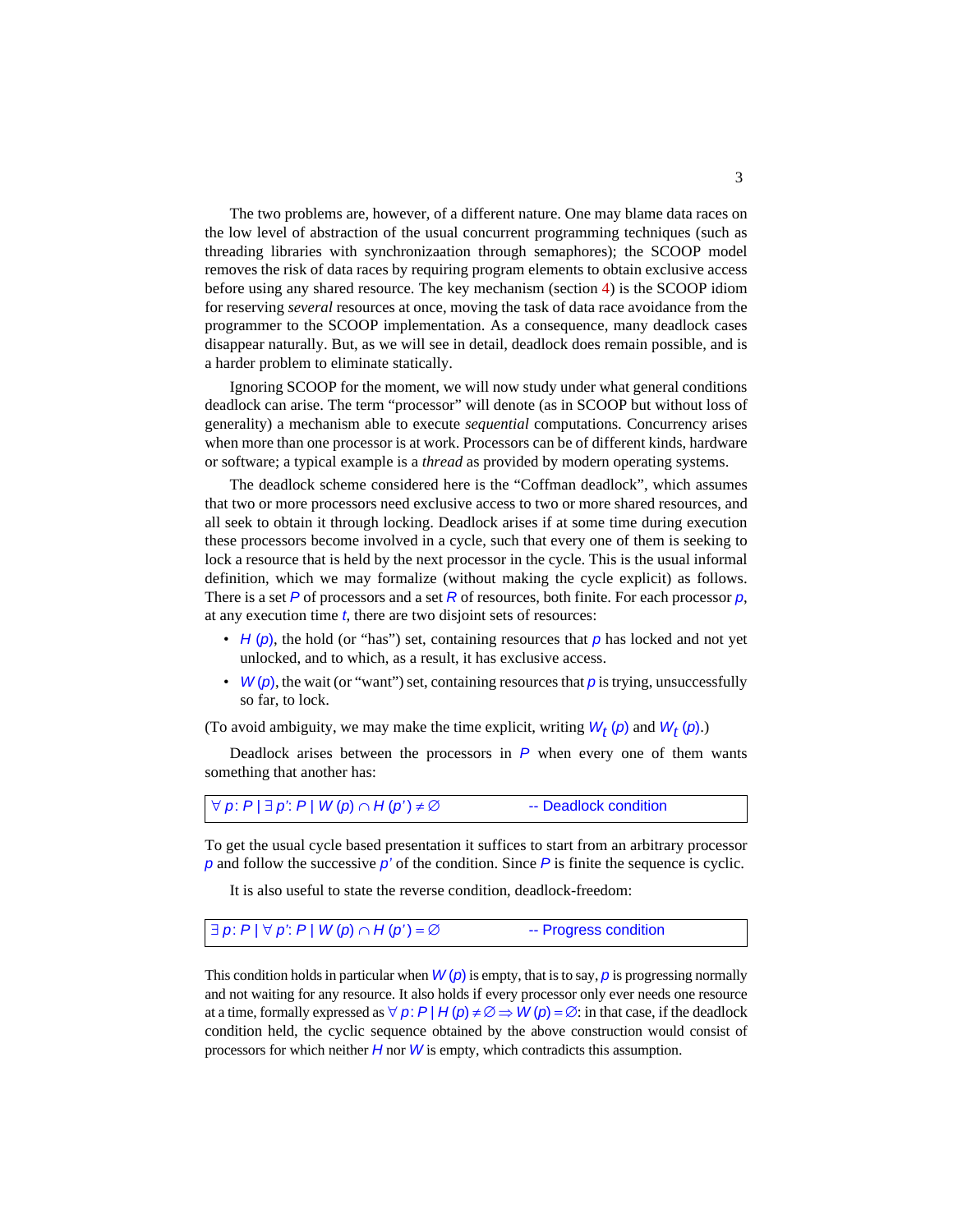The two problems are, however, of a different nature. One may blame data races on the low level of abstraction of the usual concurrent programming techniques (such as threading libraries with synchronizaation through semaphores); the SCOOP model removes the risk of data races by requiring program elements to obtain exclusive access before using any shared resource. The key mechanism (section 4) is the SCOOP idiom for reserving *several* resources at once, moving the task of data race avoidance from the programmer to the SCOOP implementation. As a consequence, many deadlock cases disappear naturally. But, as we will see in detail, deadlock does remain possible, and is a harder problem to eliminate statically.

Ignoring SCOOP for the moment, we will now study under what general conditions deadlock can arise. The term "processor" will denote (as in SCOOP but without loss of generality) a mechanism able to execute *sequential* computations. Concurrency arises when more than one processor is at work. Processors can be of different kinds, hardware or software; a typical example is a *thread* as provided by modern operating systems.

The deadlock scheme considered here is the "Coffman deadlock", which assumes that two or more processors need exclusive access to two or more shared resources, and all seek to obtain it through locking. Deadlock arises if at some time during execution these processors become involved in a cycle, such that every one of them is seeking to lock a resource that is held by the next processor in the cycle. This is the usual informal definition, which we may formalize (without making the cycle explicit) as follows. There is a set $P$ of processors and a set $R$ of resources, both finite. For each processor $p$, at any execution time $t$, there are two disjoint sets of resources:

- $H(p)$, the hold (or "has") set, containing resources that $p$ has locked and not yet unlocked, and to which, as a result, it has exclusive access.
- $W(p)$, the wait (or "want") set, containing resources that $p$ is trying, unsuccessfully so far, to lock.

(To avoid ambiguity, we may make the time explicit, writing $W_t(p)$ and $W_t(p)$.)

Deadlock arises between the processors in $P$ when every one of them wants something that another has:

$$\forall\, p: P \mid \exists\, p': P \mid W(p) \cap H(p') \neq \varnothing \qquad \text{-- Deadlock condition}$$

To get the usual cycle based presentation it suffices to start from an arbitrary processor $p$ and follow the successive $p'$ of the condition. Since $P$ is finite the sequence is cyclic.

It is also useful to state the reverse condition, deadlock-freedom:

$$\exists\, p: P \mid \forall\, p': P \mid W(p) \cap H(p') = \varnothing \qquad \text{-- Progress condition}$$

This condition holds in particular when $W(p)$ is empty, that is to say, $p$ is progressing normally and not waiting for any resource. It also holds if every processor only ever needs one resource at a time, formally expressed as $\forall\, p: P \mid H(p) \neq \varnothing \Rightarrow W(p) = \varnothing$: in that case, if the deadlock condition held, the cyclic sequence obtained by the above construction would consist of processors for which neither $H$ nor $W$ is empty, which contradicts this assumption.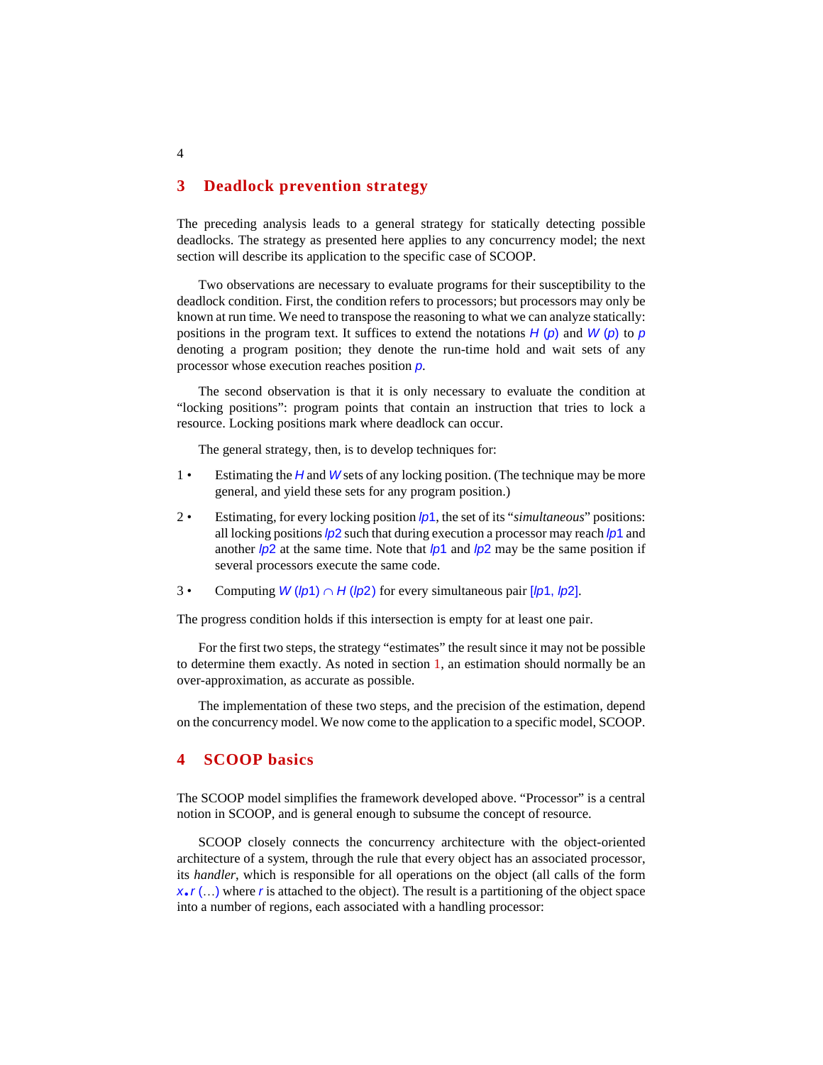## 3 Deadlock prevention strategy

The preceding analysis leads to a general strategy for statically detecting possible deadlocks. The strategy as presented here applies to any concurrency model; the next section will describe its application to the specific case of SCOOP.

Two observations are necessary to evaluate programs for their susceptibility to the deadlock condition. First, the condition refers to processors; but processors may only be known at run time. We need to transpose the reasoning to what we can analyze statically: positions in the program text. It suffices to extend the notations $H\ (p)$ and $W\ (p)$ to $p$ denoting a program position; they denote the run-time hold and wait sets of any processor whose execution reaches position $p$.

The second observation is that it is only necessary to evaluate the condition at "locking positions": program points that contain an instruction that tries to lock a resource. Locking positions mark where deadlock can occur.

The general strategy, then, is to develop techniques for:

1 • Estimating the $H$ and $W$ sets of any locking position. (The technique may be more general, and yield these sets for any program position.)

2 • Estimating, for every locking position $lp1$, the set of its "*simultaneous*" positions: all locking positions $lp2$ such that during execution a processor may reach $lp1$ and another $lp2$ at the same time. Note that $lp1$ and $lp2$ may be the same position if several processors execute the same code.

3 • Computing $W\ (lp1) \cap H\ (lp2)$ for every simultaneous pair $[lp1,\ lp2]$.

The progress condition holds if this intersection is empty for at least one pair.

For the first two steps, the strategy "estimates" the result since it may not be possible to determine them exactly. As noted in section 1, an estimation should normally be an over-approximation, as accurate as possible.

The implementation of these two steps, and the precision of the estimation, depend on the concurrency model. We now come to the application to a specific model, SCOOP.

## 4 SCOOP basics

The SCOOP model simplifies the framework developed above. "Processor" is a central notion in SCOOP, and is general enough to subsume the concept of resource.

SCOOP closely connects the concurrency architecture with the object-oriented architecture of a system, through the rule that every object has an associated processor, its *handler*, which is responsible for all operations on the object (all calls of the form $x.r\ (\ldots)$ where $r$ is attached to the object). The result is a partitioning of the object space into a number of regions, each associated with a handling processor: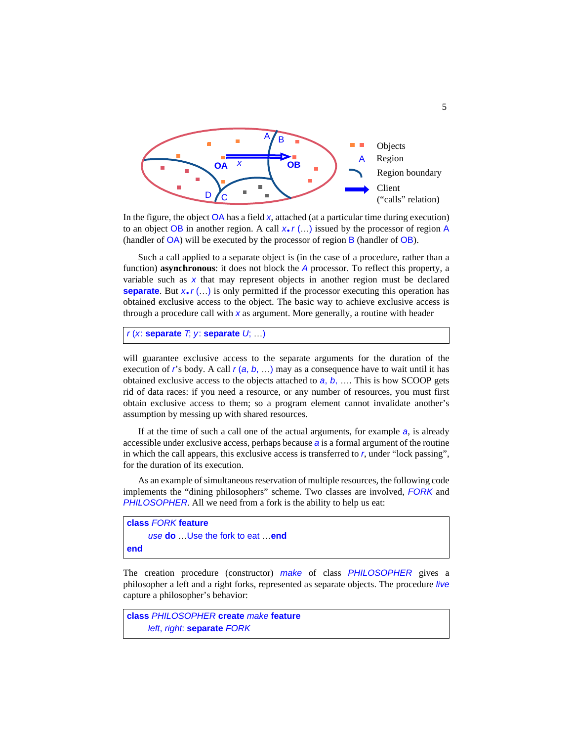Objects
A Region
Region boundary
Client
("calls" relation)

In the figure, the object OA has a field *x*, attached (at a particular time during execution) to an object OB in another region. A call *x*.*r* (…) issued by the processor of region A (handler of OA) will be executed by the processor of region B (handler of OB).

Such a call applied to a separate object is (in the case of a procedure, rather than a function) **asynchronous**: it does not block the *A* processor. To reflect this property, a variable such as *x* that may represent objects in another region must be declared **separate**. But *x*.*r* (…) is only permitted if the processor executing this operation has obtained exclusive access to the object. The basic way to achieve exclusive access is through a procedure call with *x* as argument. More generally, a routine with header

```
r (x: separate T; y: separate U; …)
```

will guarantee exclusive access to the separate arguments for the duration of the execution of *r*'s body. A call *r* (*a*, *b*, …) may as a consequence have to wait until it has obtained exclusive access to the objects attached to *a*, *b*, …. This is how SCOOP gets rid of data races: if you need a resource, or any number of resources, you must first obtain exclusive access to them; so a program element cannot invalidate another's assumption by messing up with shared resources.

If at the time of such a call one of the actual arguments, for example *a*, is already accessible under exclusive access, perhaps because *a* is a formal argument of the routine in which the call appears, this exclusive access is transferred to *r*, under "lock passing", for the duration of its execution.

As an example of simultaneous reservation of multiple resources, the following code implements the "dining philosophers" scheme. Two classes are involved, *FORK* and *PHILOSOPHER*. All we need from a fork is the ability to help us eat:

```
class FORK feature
    use do …Use the fork to eat …end
end
```

The creation procedure (constructor) *make* of class *PHILOSOPHER* gives a philosopher a left and a right forks, represented as separate objects. The procedure *live* capture a philosopher's behavior:

```
class PHILOSOPHER create make feature
    left, right: separate FORK
```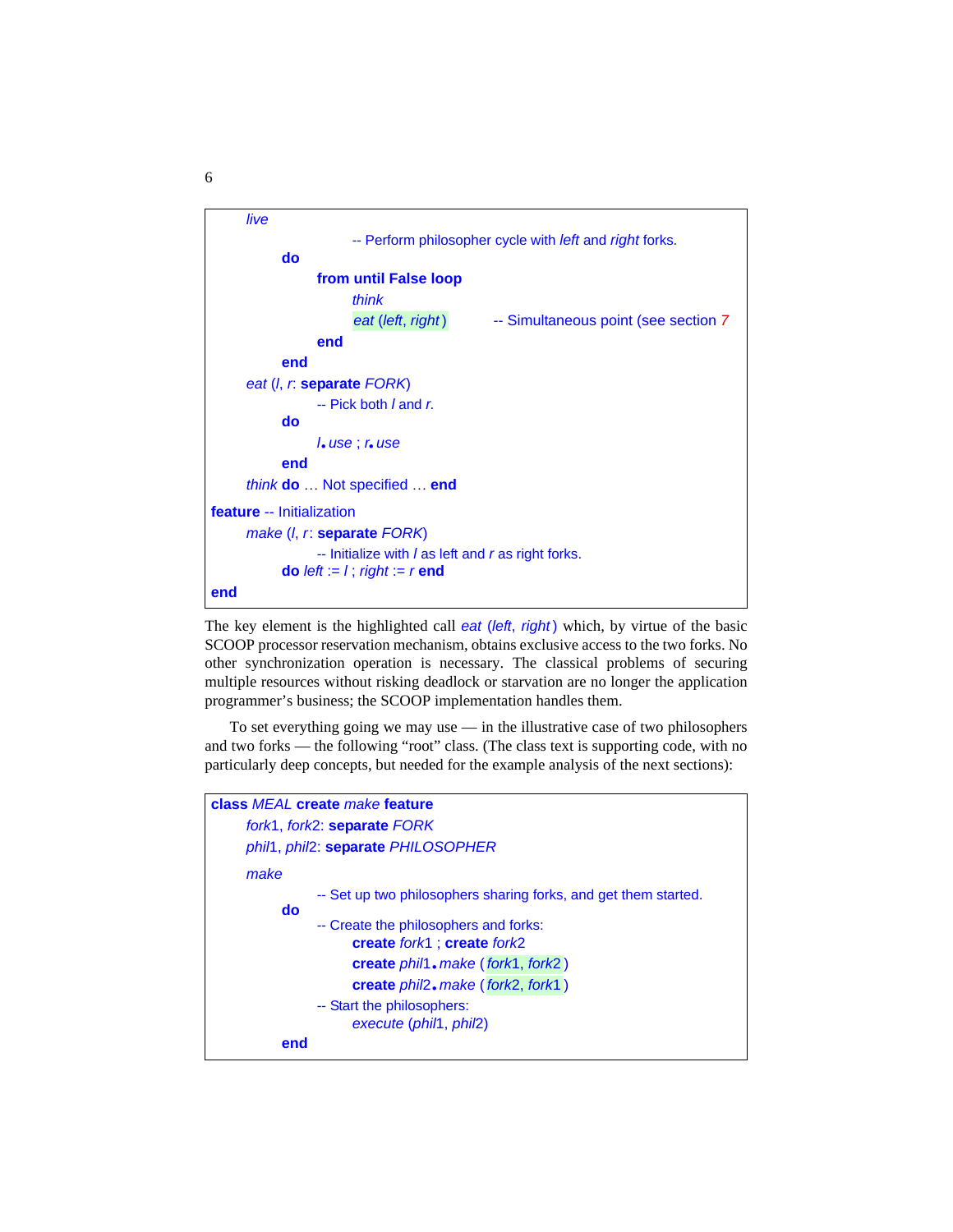```
	live
			-- Perform philosopher cycle with left and right forks.
		do
			from until False loop
				think
				eat (left, right)		-- Simultaneous point (see section 7
			end
		end
	eat (l, r: separate FORK)
			-- Pick both l and r.
		do
			l.use ; r.use
		end
	think do … Not specified … end
feature -- Initialization
	make (l, r: separate FORK)
			-- Initialize with l as left and r as right forks.
		do left := l ; right := r end
end
```

The key element is the highlighted call *eat* (*left*, *right*) which, by virtue of the basic SCOOP processor reservation mechanism, obtains exclusive access to the two forks. No other synchronization operation is necessary. The classical problems of securing multiple resources without risking deadlock or starvation are no longer the application programmer's business; the SCOOP implementation handles them.

To set everything going we may use — in the illustrative case of two philosophers and two forks — the following "root" class. (The class text is supporting code, with no particularly deep concepts, but needed for the example analysis of the next sections):

```
class MEAL create make feature
	fork1, fork2: separate FORK
	phil1, phil2: separate PHILOSOPHER

	make
			-- Set up two philosophers sharing forks, and get them started.
		do
			-- Create the philosophers and forks:
				create fork1 ; create fork2
				create phil1.make (fork1, fork2)
				create phil2.make (fork2, fork1)
			-- Start the philosophers:
				execute (phil1, phil2)
		end
```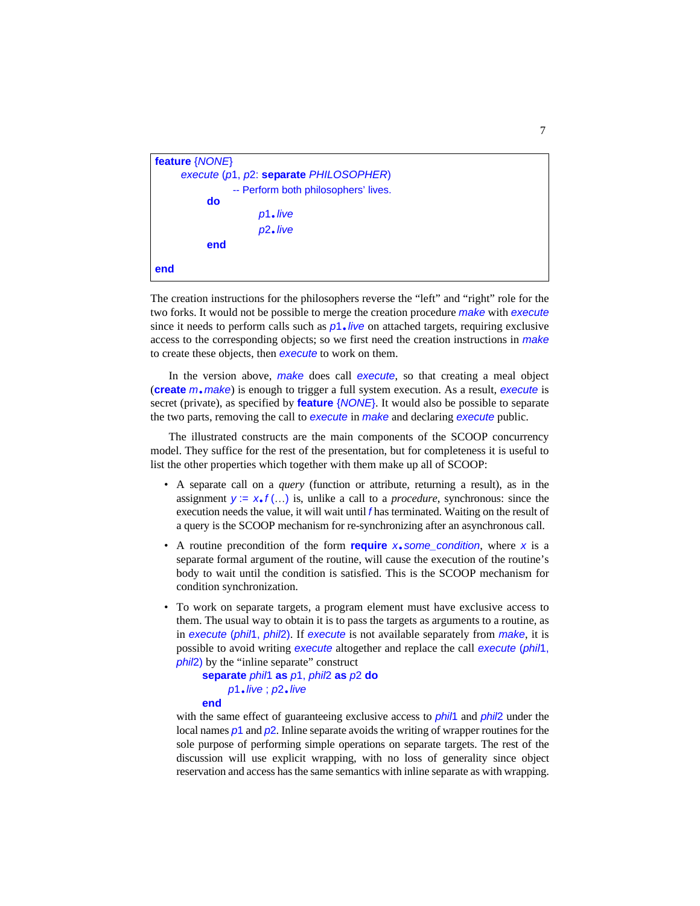```
feature {NONE}
    execute (p1, p2: separate PHILOSOPHER)
            -- Perform both philosophers' lives.
        do
            p1.live
            p2.live
        end

end
```

The creation instructions for the philosophers reverse the "left" and "right" role for the two forks. It would not be possible to merge the creation procedure *make* with *execute* since it needs to perform calls such as *p1.live* on attached targets, requiring exclusive access to the corresponding objects; so we first need the creation instructions in *make* to create these objects, then *execute* to work on them.

In the version above, *make* does call *execute*, so that creating a meal object (**create** *m.make*) is enough to trigger a full system execution. As a result, *execute* is secret (private), as specified by **feature** {*NONE*}. It would also be possible to separate the two parts, removing the call to *execute* in *make* and declaring *execute* public.

The illustrated constructs are the main components of the SCOOP concurrency model. They suffice for the rest of the presentation, but for completeness it is useful to list the other properties which together with them make up all of SCOOP:

- A separate call on a *query* (function or attribute, returning a result), as in the assignment *y* := *x.f* (…) is, unlike a call to a *procedure*, synchronous: since the execution needs the value, it will wait until *f* has terminated. Waiting on the result of a query is the SCOOP mechanism for re-synchronizing after an asynchronous call.

- A routine precondition of the form **require** *x.some_condition*, where *x* is a separate formal argument of the routine, will cause the execution of the routine's body to wait until the condition is satisfied. This is the SCOOP mechanism for condition synchronization.

- To work on separate targets, a program element must have exclusive access to them. The usual way to obtain it is to pass the targets as arguments to a routine, as in *execute* (*phil1*, *phil2*). If *execute* is not available separately from *make*, it is possible to avoid writing *execute* altogether and replace the call *execute* (*phil1*, *phil2*) by the "inline separate" construct

  ```
  separate phil1 as p1, phil2 as p2 do
      p1.live ; p2.live
  end
  ```

  with the same effect of guaranteeing exclusive access to *phil1* and *phil2* under the local names *p1* and *p2*. Inline separate avoids the writing of wrapper routines for the sole purpose of performing simple operations on separate targets. The rest of the discussion will use explicit wrapping, with no loss of generality since object reservation and access has the same semantics with inline separate as with wrapping.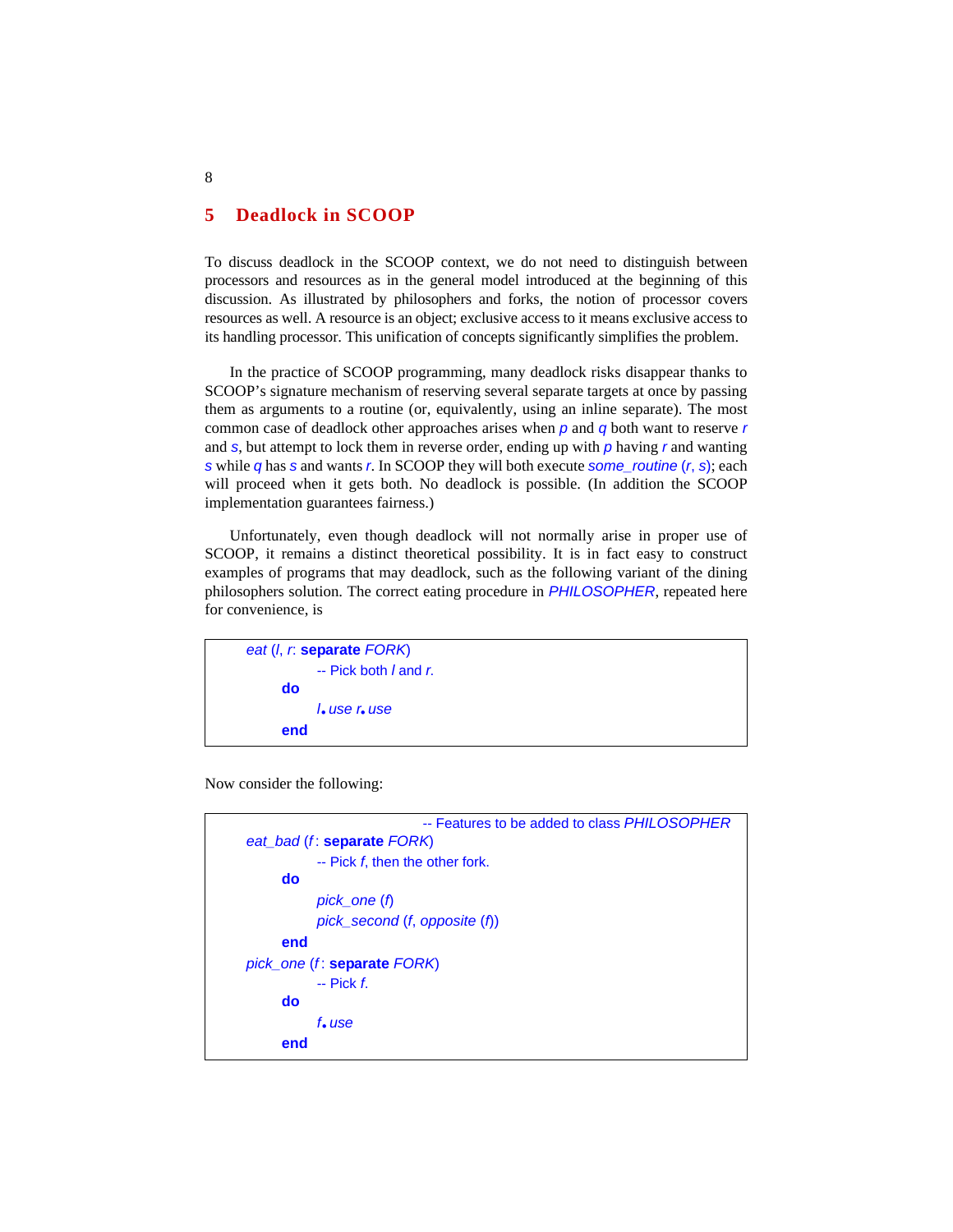## 5 Deadlock in SCOOP

To discuss deadlock in the SCOOP context, we do not need to distinguish between processors and resources as in the general model introduced at the beginning of this discussion. As illustrated by philosophers and forks, the notion of processor covers resources as well. A resource is an object; exclusive access to it means exclusive access to its handling processor. This unification of concepts significantly simplifies the problem.

In the practice of SCOOP programming, many deadlock risks disappear thanks to SCOOP's signature mechanism of reserving several separate targets at once by passing them as arguments to a routine (or, equivalently, using an inline separate). The most common case of deadlock other approaches arises when *p* and *q* both want to reserve *r* and *s*, but attempt to lock them in reverse order, ending up with *p* having *r* and wanting *s* while *q* has *s* and wants *r*. In SCOOP they will both execute *some_routine* (*r*, *s*); each will proceed when it gets both. No deadlock is possible. (In addition the SCOOP implementation guarantees fairness.)

Unfortunately, even though deadlock will not normally arise in proper use of SCOOP, it remains a distinct theoretical possibility. It is in fact easy to construct examples of programs that may deadlock, such as the following variant of the dining philosophers solution. The correct eating procedure in *PHILOSOPHER*, repeated here for convenience, is

```
eat (l, r: separate FORK)
        -- Pick both l and r.
    do
        l.use r.use
    end
```

Now consider the following:

```
                                -- Features to be added to class PHILOSOPHER
eat_bad (f: separate FORK)
        -- Pick f, then the other fork.
    do
        pick_one (f)
        pick_second (f, opposite (f))
    end
pick_one (f: separate FORK)
        -- Pick f.
    do
        f.use
    end
```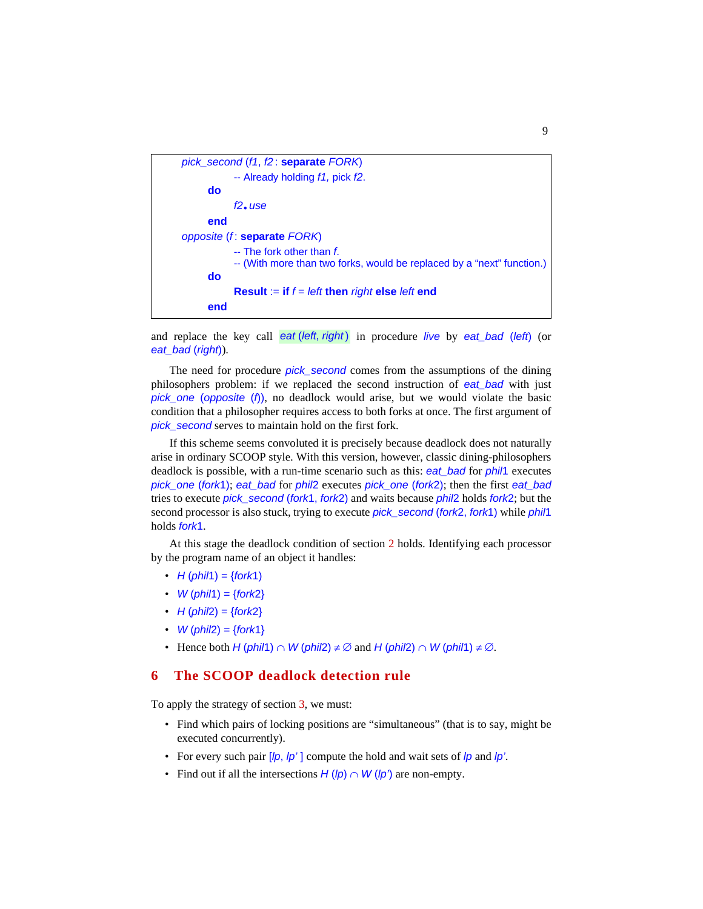```
	pick_second (f1, f2 : separate FORK)
			-- Already holding f1, pick f2.
		do
			f2.use
		end
	opposite (f : separate FORK)
			-- The fork other than f.
			-- (With more than two forks, would be replaced by a "next" function.)
		do
			Result := if f = left then right else left end
		end
```

and replace the key call *eat (left, right)* in procedure *live* by *eat_bad (left)* (or *eat_bad (right)*).

The need for procedure *pick_second* comes from the assumptions of the dining philosophers problem: if we replaced the second instruction of *eat_bad* with just *pick_one (opposite (f))*, no deadlock would arise, but we would violate the basic condition that a philosopher requires access to both forks at once. The first argument of *pick_second* serves to maintain hold on the first fork.

If this scheme seems convoluted it is precisely because deadlock does not naturally arise in ordinary SCOOP style. With this version, however, classic dining-philosophers deadlock is possible, with a run-time scenario such as this: *eat_bad* for *phil1* executes *pick_one (fork1)*; *eat_bad* for *phil2* executes *pick_one (fork2)*; then the first *eat_bad* tries to execute *pick_second (fork1, fork2)* and waits because *phil2* holds *fork2*; but the second processor is also stuck, trying to execute *pick_second (fork2, fork1)* while *phil1* holds *fork1*.

At this stage the deadlock condition of section 2 holds. Identifying each processor by the program name of an object it handles:

- $H\ (phil1) = \{fork1\}$
- $W\ (phil1) = \{fork2\}$
- $H\ (phil2) = \{fork2\}$
- $W\ (phil2) = \{fork1\}$
- Hence both $H\ (phil1) \cap W\ (phil2) \neq \varnothing$ and $H\ (phil2) \cap W\ (phil1) \neq \varnothing$.

## 6 The SCOOP deadlock detection rule

To apply the strategy of section 3, we must:

- Find which pairs of locking positions are "simultaneous" (that is to say, might be executed concurrently).
- For every such pair $[lp, lp']$ compute the hold and wait sets of $lp$ and $lp'$.
- Find out if all the intersections $H\ (lp) \cap W\ (lp')$ are non-empty.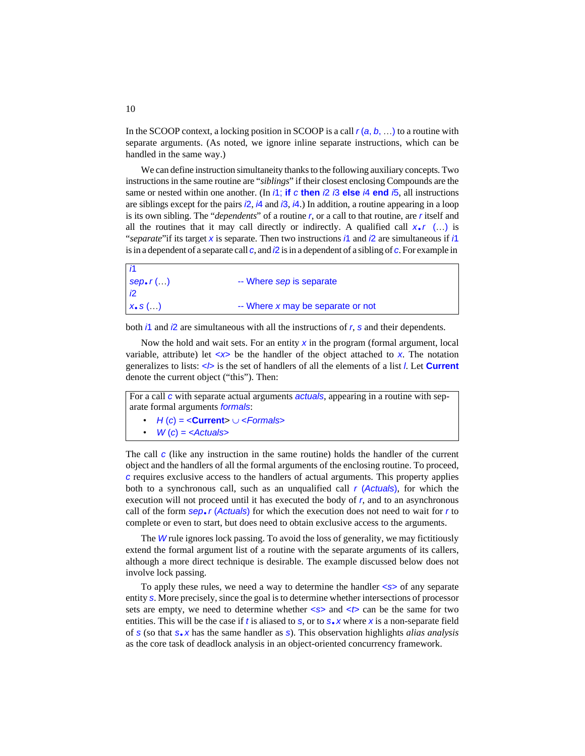In the SCOOP context, a locking position in SCOOP is a call *r* (*a*, *b*, …) to a routine with separate arguments. (As noted, we ignore inline separate instructions, which can be handled in the same way.)

We can define instruction simultaneity thanks to the following auxiliary concepts. Two instructions in the same routine are "*siblings*" if their closest enclosing Compounds are the same or nested within one another. (In *i*1; **if** *c* **then** *i*2 *i*3 **else** *i*4 **end** *i*5, all instructions are siblings except for the pairs *i*2, *i*4 and *i*3, *i*4.) In addition, a routine appearing in a loop is its own sibling. The "*dependents*" of a routine *r*, or a call to that routine, are *r* itself and all the routines that it may call directly or indirectly. A qualified call *x*.*r* (…) is "*separate*"if its target *x* is separate. Then two instructions *i*1 and *i*2 are simultaneous if *i*1 is in a dependent of a separate call *c*, and *i*2 is in a dependent of a sibling of *c*. For example in

```
i1
sep.r (…)                    -- Where sep is separate
i2
x.s (…)                      -- Where x may be separate or not
```

both *i*1 and *i*2 are simultaneous with all the instructions of *r*, *s* and their dependents.

Now the hold and wait sets. For an entity *x* in the program (formal argument, local variable, attribute) let <*x*> be the handler of the object attached to *x*. The notation generalizes to lists: <*l*> is the set of handlers of all the elements of a list *l*. Let **Current** denote the current object ("this"). Then:

> For a call *c* with separate actual arguments *actuals*, appearing in a routine with separate formal arguments *formals*:
>
> - *H* (*c*) = <**Current**> ∪ <*Formals*>
> - *W* (*c*) = <*Actuals*>

The call *c* (like any instruction in the same routine) holds the handler of the current object and the handlers of all the formal arguments of the enclosing routine. To proceed, *c* requires exclusive access to the handlers of actual arguments. This property applies both to a synchronous call, such as an unqualified call *r* (*Actuals*), for which the execution will not proceed until it has executed the body of *r*, and to an asynchronous call of the form *sep*.*r* (*Actuals*) for which the execution does not need to wait for *r* to complete or even to start, but does need to obtain exclusive access to the arguments.

The *W* rule ignores lock passing. To avoid the loss of generality, we may fictitiously extend the formal argument list of a routine with the separate arguments of its callers, although a more direct technique is desirable. The example discussed below does not involve lock passing.

To apply these rules, we need a way to determine the handler <*s*> of any separate entity *s*. More precisely, since the goal is to determine whether intersections of processor sets are empty, we need to determine whether <*s*> and <*t*> can be the same for two entities. This will be the case if *t* is aliased to *s*, or to *s*.*x* where *x* is a non-separate field of *s* (so that *s*.*x* has the same handler as *s*). This observation highlights *alias analysis* as the core task of deadlock analysis in an object-oriented concurrency framework.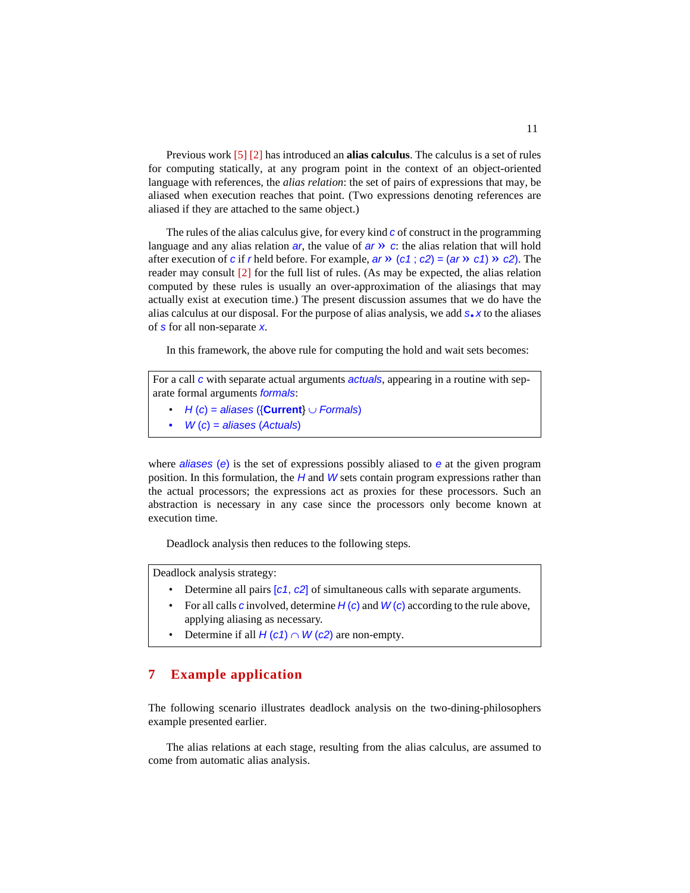Previous work [5] [2] has introduced an **alias calculus**. The calculus is a set of rules for computing statically, at any program point in the context of an object-oriented language with references, the *alias relation*: the set of pairs of expressions that may, be aliased when execution reaches that point. (Two expressions denoting references are aliased if they are attached to the same object.)

The rules of the alias calculus give, for every kind *c* of construct in the programming language and any alias relation *ar*, the value of *ar* » *c*: the alias relation that will hold after execution of *c* if *r* held before. For example, *ar* » (*c1* ; *c2*) = (*ar* » *c1*) » *c2*). The reader may consult [2] for the full list of rules. (As may be expected, the alias relation computed by these rules is usually an over-approximation of the aliasings that may actually exist at execution time.) The present discussion assumes that we do have the alias calculus at our disposal. For the purpose of alias analysis, we add *s*.*x* to the aliases of *s* for all non-separate *x*.

In this framework, the above rule for computing the hold and wait sets becomes:

> For a call *c* with separate actual arguments *actuals*, appearing in a routine with separate formal arguments *formals*:
>
> - *H* (*c*) = *aliases* ({**Current**} ∪ *Formals*)
> - *W* (*c*) = *aliases* (*Actuals*)

where *aliases* (*e*) is the set of expressions possibly aliased to *e* at the given program position. In this formulation, the *H* and *W* sets contain program expressions rather than the actual processors; the expressions act as proxies for these processors. Such an abstraction is necessary in any case since the processors only become known at execution time.

Deadlock analysis then reduces to the following steps.

> Deadlock analysis strategy:
>
> - Determine all pairs [*c1*, *c2*] of simultaneous calls with separate arguments.
> - For all calls *c* involved, determine *H* (*c*) and *W* (*c*) according to the rule above, applying aliasing as necessary.
> - Determine if all *H* (*c1*) ∩ *W* (*c2*) are non-empty.

## 7 Example application

The following scenario illustrates deadlock analysis on the two-dining-philosophers example presented earlier.

The alias relations at each stage, resulting from the alias calculus, are assumed to come from automatic alias analysis.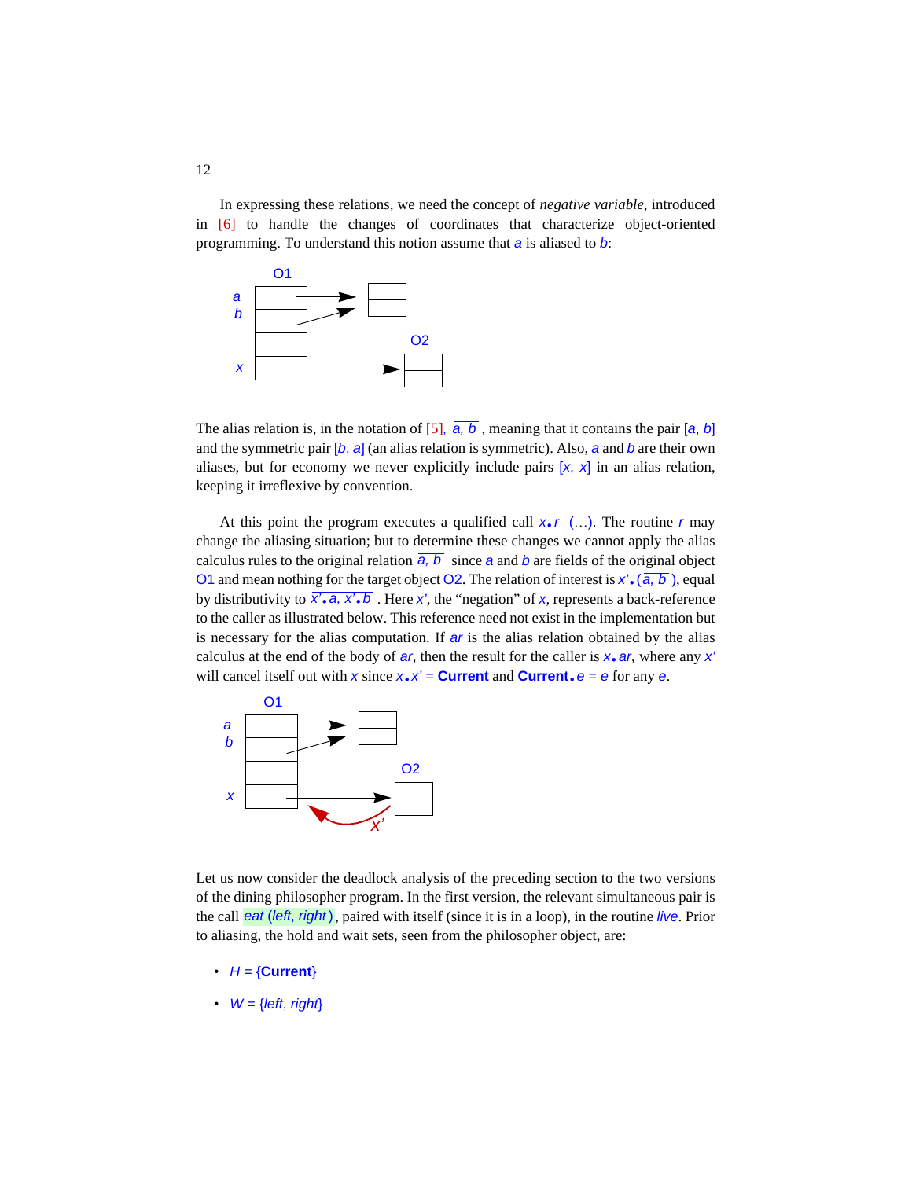In expressing these relations, we need the concept of *negative variable*, introduced in [6] to handle the changes of coordinates that characterize object-oriented programming. To understand this notion assume that *a* is aliased to *b*:

The alias relation is, in the notation of [5], $\overline{a, b}$ , meaning that it contains the pair [*a*, *b*] and the symmetric pair [*b*, *a*] (an alias relation is symmetric). Also, *a* and *b* are their own aliases, but for economy we never explicitly include pairs [*x*, *x*] in an alias relation, keeping it irreflexive by convention.

At this point the program executes a qualified call *x*.*r* (…). The routine *r* may change the aliasing situation; but to determine these changes we cannot apply the alias calculus rules to the original relation $\overline{a, b}$ since *a* and *b* are fields of the original object O1 and mean nothing for the target object O2. The relation of interest is $x'.(\overline{a, b})$, equal by distributivity to $\overline{x'.a, x'.b}$ . Here *x'*, the "negation" of *x*, represents a back-reference to the caller as illustrated below. This reference need not exist in the implementation but is necessary for the alias computation. If *ar* is the alias relation obtained by the alias calculus at the end of the body of *ar*, then the result for the caller is *x*.*ar*, where any *x'* will cancel itself out with *x* since *x*.*x'* = **Current** and **Current**.*e* = *e* for any *e*.

Let us now consider the deadlock analysis of the preceding section to the two versions of the dining philosopher program. In the first version, the relevant simultaneous pair is the call *eat* (*left*, *right*), paired with itself (since it is in a loop), in the routine *live*. Prior to aliasing, the hold and wait sets, seen from the philosopher object, are:

- *H* = {**Current**}
- *W* = {*left*, *right*}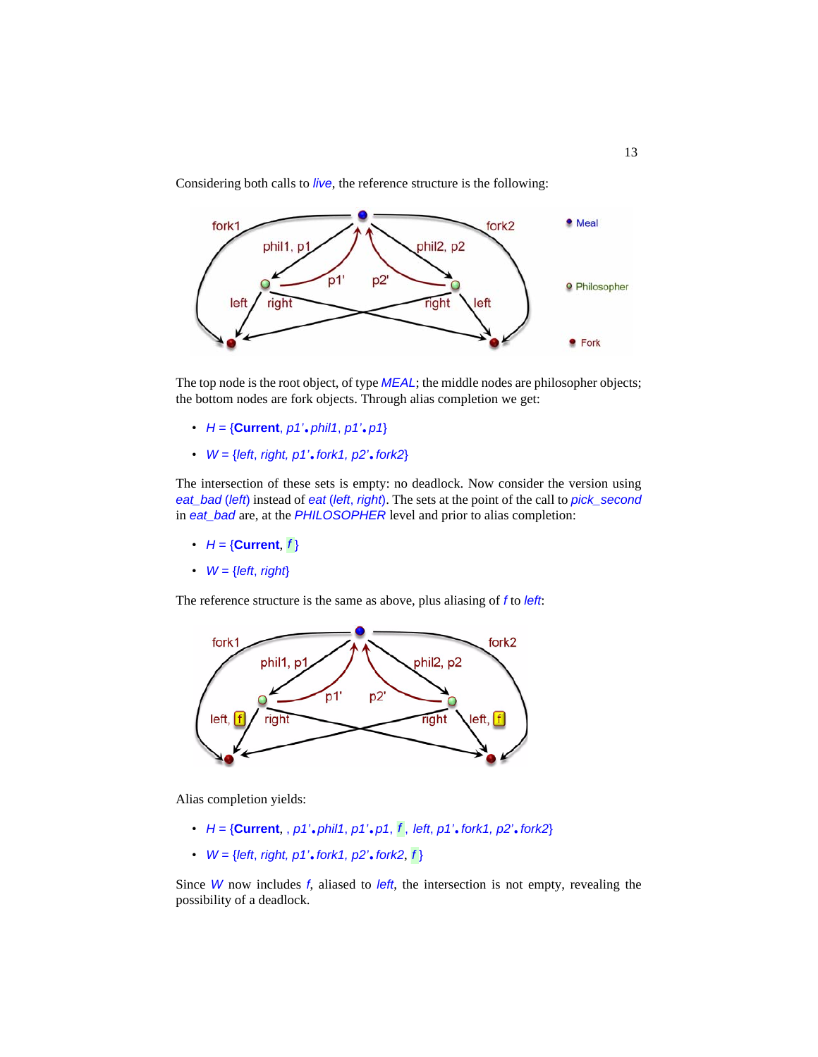Considering both calls to *live*, the reference structure is the following:

The top node is the root object, of type *MEAL*; the middle nodes are philosopher objects; the bottom nodes are fork objects. Through alias completion we get:

- *H* = {**Current**, *p1'*•*phil1*, *p1'*•*p1*}
- *W* = {*left*, *right*, *p1'*•*fork1*, *p2'*•*fork2*}

The intersection of these sets is empty: no deadlock. Now consider the version using *eat_bad* (*left*) instead of *eat* (*left*, *right*). The sets at the point of the call to *pick_second* in *eat_bad* are, at the *PHILOSOPHER* level and prior to alias completion:

- *H* = {**Current**, *f* }
- *W* = {*left*, *right*}

The reference structure is the same as above, plus aliasing of *f* to *left*:

Alias completion yields:

- *H* = {**Current**, , *p1'*•*phil1*, *p1'*•*p1*, *f* , *left*, *p1'*•*fork1*, *p2'*•*fork2*}
- *W* = {*left*, *right*, *p1'*•*fork1*, *p2'*•*fork2*, *f* }

Since *W* now includes *f*, aliased to *left*, the intersection is not empty, revealing the possibility of a deadlock.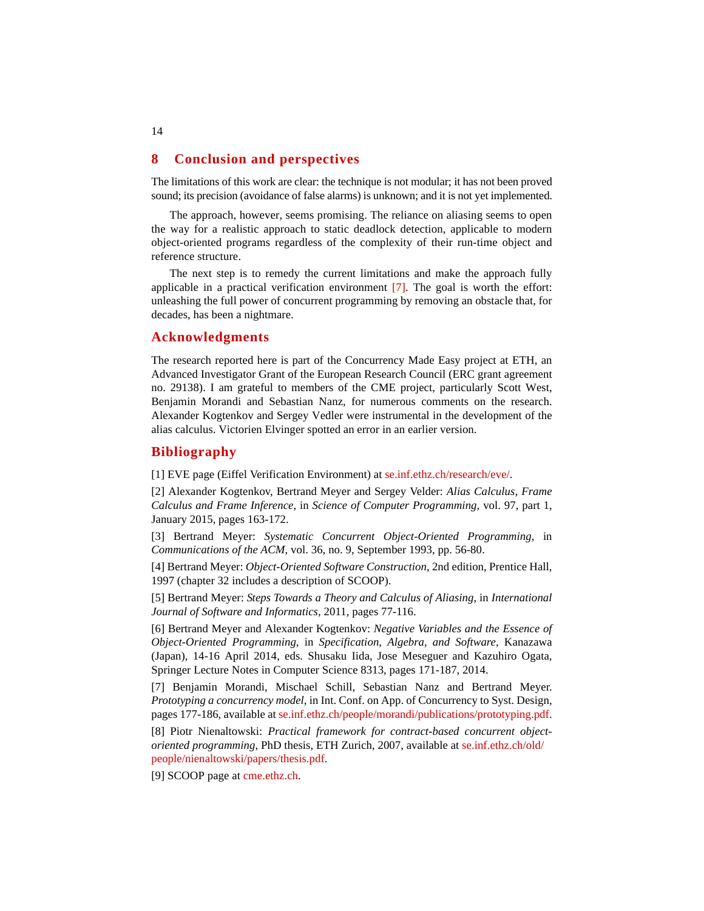## 8 Conclusion and perspectives

The limitations of this work are clear: the technique is not modular; it has not been proved sound; its precision (avoidance of false alarms) is unknown; and it is not yet implemented.

The approach, however, seems promising. The reliance on aliasing seems to open the way for a realistic approach to static deadlock detection, applicable to modern object-oriented programs regardless of the complexity of their run-time object and reference structure.

The next step is to remedy the current limitations and make the approach fully applicable in a practical verification environment [7]. The goal is worth the effort: unleashing the full power of concurrent programming by removing an obstacle that, for decades, has been a nightmare.

## Acknowledgments

The research reported here is part of the Concurrency Made Easy project at ETH, an Advanced Investigator Grant of the European Research Council (ERC grant agreement no. 29138). I am grateful to members of the CME project, particularly Scott West, Benjamin Morandi and Sebastian Nanz, for numerous comments on the research. Alexander Kogtenkov and Sergey Vedler were instrumental in the development of the alias calculus. Victorien Elvinger spotted an error in an earlier version.

## Bibliography

[1] EVE page (Eiffel Verification Environment) at se.inf.ethz.ch/research/eve/.

[2] Alexander Kogtenkov, Bertrand Meyer and Sergey Velder: *Alias Calculus, Frame Calculus and Frame Inference*, in *Science of Computer Programming*, vol. 97, part 1, January 2015, pages 163-172.

[3] Bertrand Meyer: *Systematic Concurrent Object-Oriented Programming*, in *Communications of the ACM*, vol. 36, no. 9, September 1993, pp. 56-80.

[4] Bertrand Meyer: *Object-Oriented Software Construction*, 2nd edition, Prentice Hall, 1997 (chapter 32 includes a description of SCOOP).

[5] Bertrand Meyer: *Steps Towards a Theory and Calculus of Aliasing*, in *International Journal of Software and Informatics*, 2011, pages 77-116.

[6] Bertrand Meyer and Alexander Kogtenkov: *Negative Variables and the Essence of Object-Oriented Programming*, in *Specification, Algebra, and Software*, Kanazawa (Japan), 14-16 April 2014, eds. Shusaku Iida, Jose Meseguer and Kazuhiro Ogata, Springer Lecture Notes in Computer Science 8313, pages 171-187, 2014.

[7] Benjamin Morandi, Mischael Schill, Sebastian Nanz and Bertrand Meyer. *Prototyping a concurrency model*, in Int. Conf. on App. of Concurrency to Syst. Design, pages 177-186, available at se.inf.ethz.ch/people/morandi/publications/prototyping.pdf.

[8] Piotr Nienaltowski: *Practical framework for contract-based concurrent object-oriented programming*, PhD thesis, ETH Zurich, 2007, available at se.inf.ethz.ch/old/people/nienaltowski/papers/thesis.pdf.

[9] SCOOP page at cme.ethz.ch.